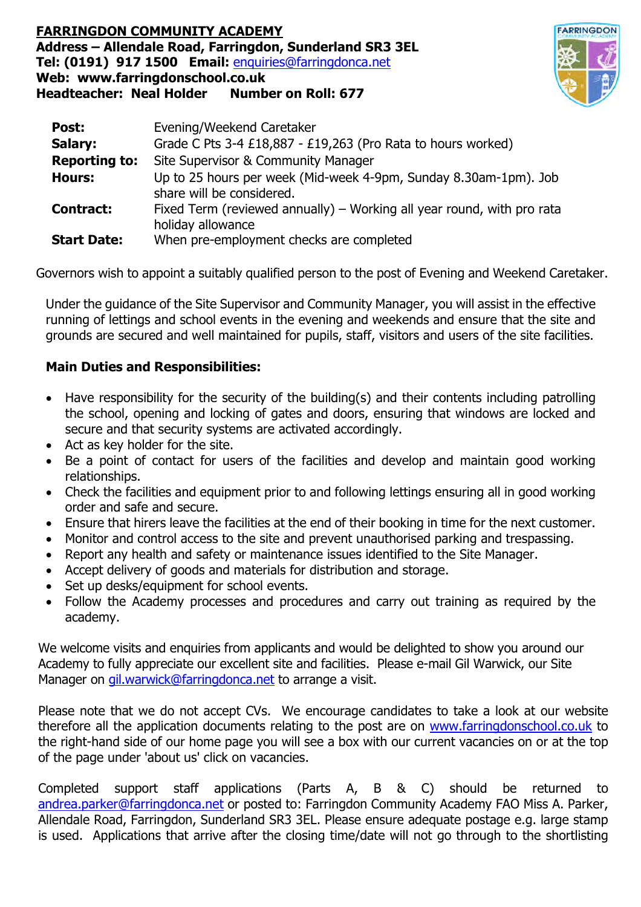**FARRINGDON COMMUNITY ACADEMY**
**Address – Allendale Road, Farringdon, Sunderland SR3 3EL**
**Tel: (0191) 917 1500 Email:** enquiries@farringdonca.net
**Web: www.farringdonschool.co.uk**
**Headteacher: Neal Holder Number on Roll: 677**

| | |
|---|---|
| **Post:** | Evening/Weekend Caretaker |
| **Salary:** | Grade C Pts 3-4 £18,887 - £19,263 (Pro Rata to hours worked) |
| **Reporting to:** | Site Supervisor & Community Manager |
| **Hours:** | Up to 25 hours per week (Mid-week 4-9pm, Sunday 8.30am-1pm). Job share will be considered. |
| **Contract:** | Fixed Term (reviewed annually) – Working all year round, with pro rata holiday allowance |
| **Start Date:** | When pre-employment checks are completed |

Governors wish to appoint a suitably qualified person to the post of Evening and Weekend Caretaker.

Under the guidance of the Site Supervisor and Community Manager, you will assist in the effective running of lettings and school events in the evening and weekends and ensure that the site and grounds are secured and well maintained for pupils, staff, visitors and users of the site facilities.

**Main Duties and Responsibilities:**

- Have responsibility for the security of the building(s) and their contents including patrolling the school, opening and locking of gates and doors, ensuring that windows are locked and secure and that security systems are activated accordingly.
- Act as key holder for the site.
- Be a point of contact for users of the facilities and develop and maintain good working relationships.
- Check the facilities and equipment prior to and following lettings ensuring all in good working order and safe and secure.
- Ensure that hirers leave the facilities at the end of their booking in time for the next customer.
- Monitor and control access to the site and prevent unauthorised parking and trespassing.
- Report any health and safety or maintenance issues identified to the Site Manager.
- Accept delivery of goods and materials for distribution and storage.
- Set up desks/equipment for school events.
- Follow the Academy processes and procedures and carry out training as required by the academy.

We welcome visits and enquiries from applicants and would be delighted to show you around our Academy to fully appreciate our excellent site and facilities. Please e-mail Gil Warwick, our Site Manager on gil.warwick@farringdonca.net to arrange a visit.

Please note that we do not accept CVs. We encourage candidates to take a look at our website therefore all the application documents relating to the post are on www.farringdonschool.co.uk to the right-hand side of our home page you will see a box with our current vacancies on or at the top of the page under 'about us' click on vacancies.

Completed support staff applications (Parts A, B & C) should be returned to andrea.parker@farringdonca.net or posted to: Farringdon Community Academy FAO Miss A. Parker, Allendale Road, Farringdon, Sunderland SR3 3EL. Please ensure adequate postage e.g. large stamp is used. Applications that arrive after the closing time/date will not go through to the shortlisting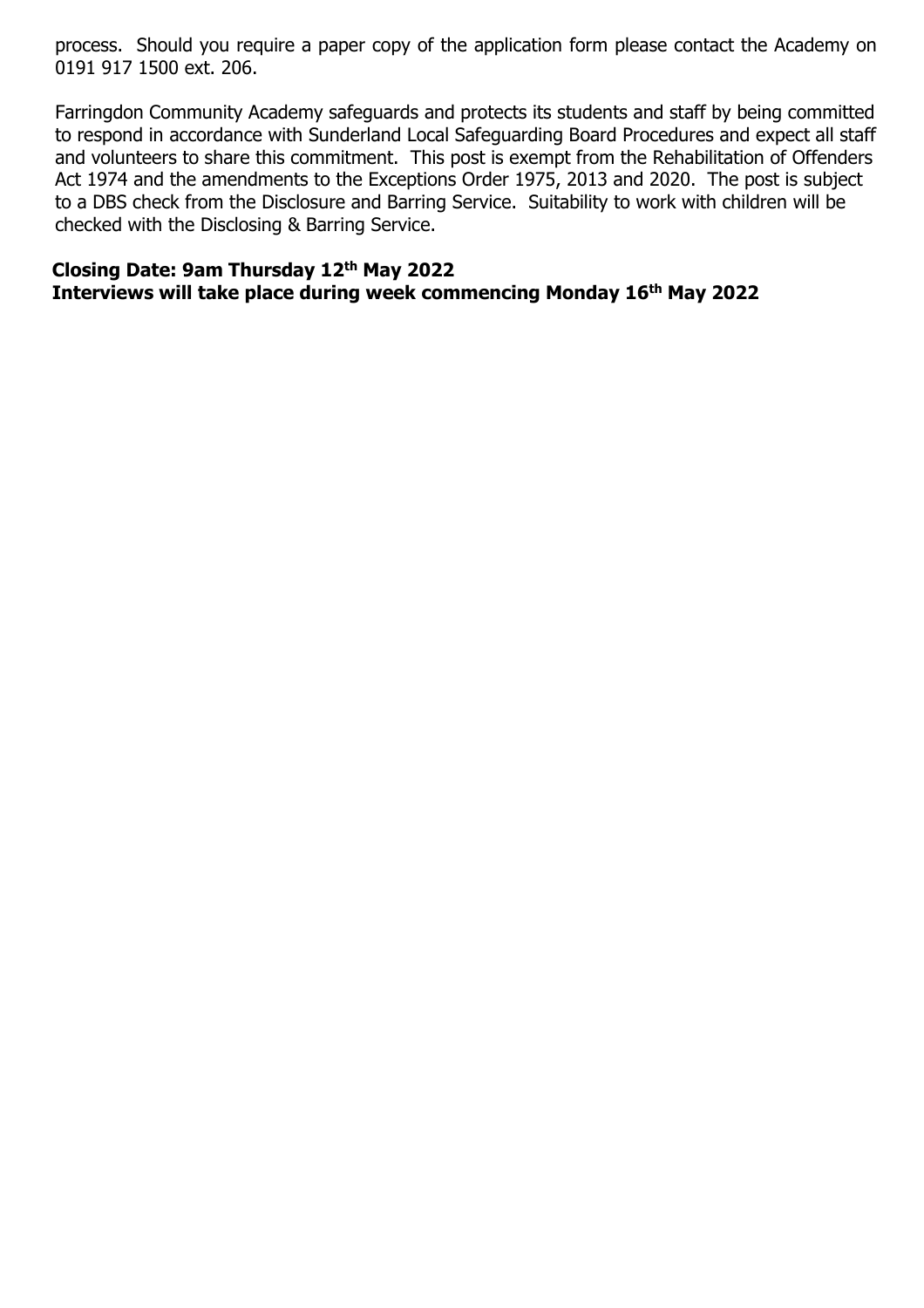process. Should you require a paper copy of the application form please contact the Academy on 0191 917 1500 ext. 206.

Farringdon Community Academy safeguards and protects its students and staff by being committed to respond in accordance with Sunderland Local Safeguarding Board Procedures and expect all staff and volunteers to share this commitment. This post is exempt from the Rehabilitation of Offenders Act 1974 and the amendments to the Exceptions Order 1975, 2013 and 2020. The post is subject to a DBS check from the Disclosure and Barring Service. Suitability to work with children will be checked with the Disclosing & Barring Service.

**Closing Date: 9am Thursday 12th May 2022**
**Interviews will take place during week commencing Monday 16th May 2022**